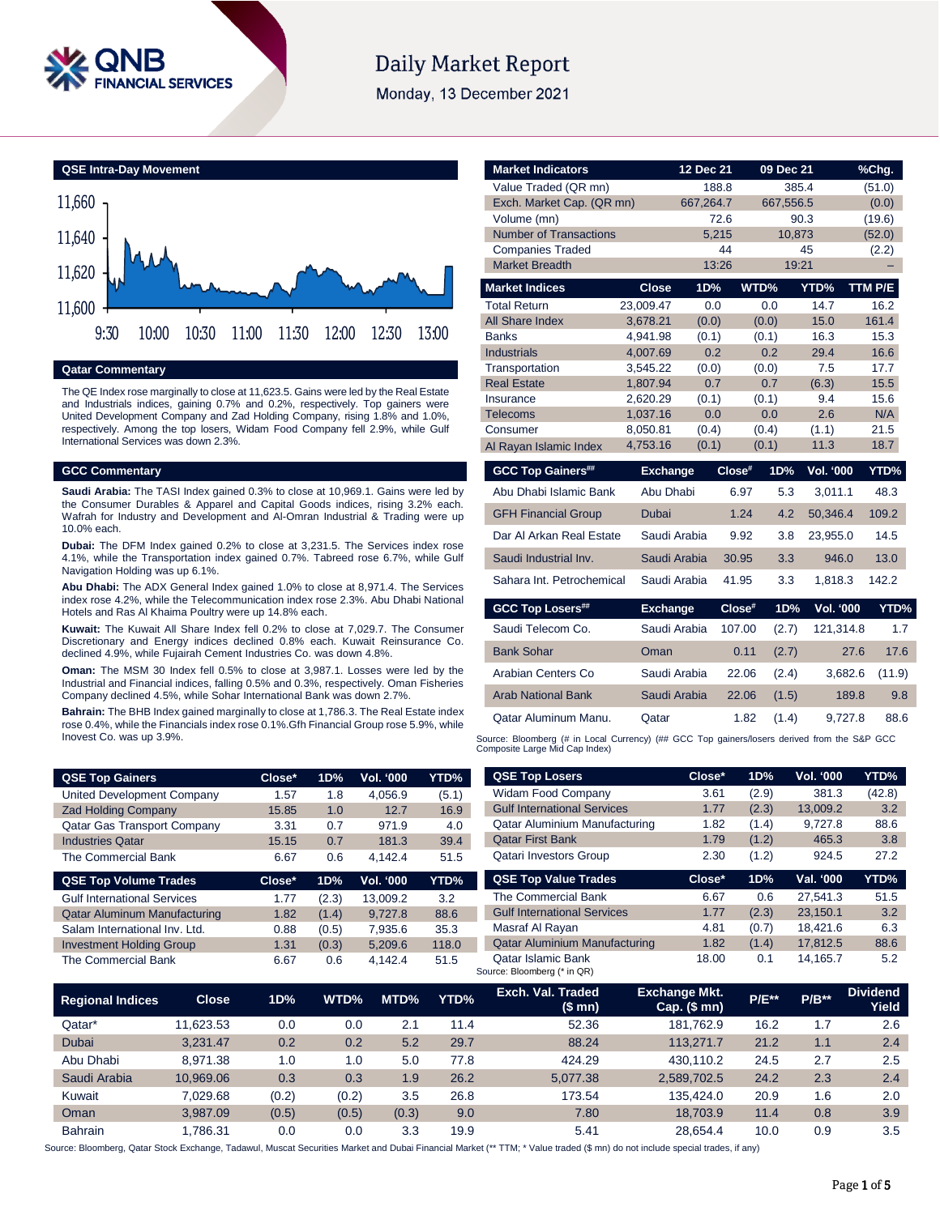# Daily Market Report

Monday, 13 December 2021

## QSE Intra-Day Movement

## Qatar Commentary

The QE Index rose marginally to close at 11,623.5. Gains were led by the Real Estate and Industrials indices, gaining 0.7% and 0.2%, respectively. Top gainers were United Development Company and Zad Holding Company, rising 1.8% and 1.0%, respectively. Among the top losers, Widam Food Company fell 2.9%, while Gulf International Services was down 2.3%.

## GCC Commentary

**Saudi Arabia:** The TASI Index gained 0.3% to close at 10,969.1. Gains were led by the Consumer Durables & Apparel and Capital Goods indices, rising 3.2% each. Wafrah for Industry and Development and Al-Omran Industrial & Trading were up 10.0% each.

**Dubai:** The DFM Index gained 0.2% to close at 3,231.5. The Services index rose 4.1%, while the Transportation index gained 0.7%. Tabreed rose 6.7%, while Gulf Navigation Holding was up 6.1%.

**Abu Dhabi:** The ADX General Index gained 1.0% to close at 8,971.4. The Services index rose 4.2%, while the Telecommunication index rose 2.3%. Abu Dhabi National Hotels and Ras Al Khaima Poultry were up 14.8% each.

**Kuwait:** The Kuwait All Share Index fell 0.2% to close at 7,029.7. The Consumer Discretionary and Energy indices declined 0.8% each. Kuwait Reinsurance Co. declined 4.9%, while Fujairah Cement Industries Co. was down 4.8%.

**Oman:** The MSM 30 Index fell 0.5% to close at 3,987.1. Losses were led by the Industrial and Financial indices, falling 0.5% and 0.3%, respectively. Oman Fisheries Company declined 4.5%, while Sohar International Bank was down 2.7%.

**Bahrain:** The BHB Index gained marginally to close at 1,786.3. The Real Estate index rose 0.4%, while the Financials index rose 0.1%.Gfh Financial Group rose 5.9%, while Inovest Co. was up 3.9%.

| Market Indicators | 12 Dec 21 | 09 Dec 21 | %Chg. |
|---|---|---|---|
| Value Traded (QR mn) | 188.8 | 385.4 | (51.0) |
| Exch. Market Cap. (QR mn) | 667,264.7 | 667,556.5 | (0.0) |
| Volume (mn) | 72.6 | 90.3 | (19.6) |
| Number of Transactions | 5,215 | 10,873 | (52.0) |
| Companies Traded | 44 | 45 | (2.2) |
| Market Breadth | 13:26 | 19:21 | – |

| Market Indices | Close | 1D% | WTD% | YTD% | TTM P/E |
|---|---|---|---|---|---|
| Total Return | 23,009.47 | 0.0 | 0.0 | 14.7 | 16.2 |
| All Share Index | 3,678.21 | (0.0) | (0.0) | 15.0 | 161.4 |
| Banks | 4,941.98 | (0.1) | (0.1) | 16.3 | 15.3 |
| Industrials | 4,007.69 | 0.2 | 0.2 | 29.4 | 16.6 |
| Transportation | 3,545.22 | (0.0) | (0.0) | 7.5 | 17.7 |
| Real Estate | 1,807.94 | 0.7 | 0.7 | (6.3) | 15.5 |
| Insurance | 2,620.29 | (0.1) | (0.1) | 9.4 | 15.6 |
| Telecoms | 1,037.16 | 0.0 | 0.0 | 2.6 | N/A |
| Consumer | 8,050.81 | (0.4) | (0.4) | (1.1) | 21.5 |
| Al Rayan Islamic Index | 4,753.16 | (0.1) | (0.1) | 11.3 | 18.7 |

| GCC Top Gainers## | Exchange | Close# | 1D% | Vol. '000 | YTD% |
|---|---|---|---|---|---|
| Abu Dhabi Islamic Bank | Abu Dhabi | 6.97 | 5.3 | 3,011.1 | 48.3 |
| GFH Financial Group | Dubai | 1.24 | 4.2 | 50,346.4 | 109.2 |
| Dar Al Arkan Real Estate | Saudi Arabia | 9.92 | 3.8 | 23,955.0 | 14.5 |
| Saudi Industrial Inv. | Saudi Arabia | 30.95 | 3.3 | 946.0 | 13.0 |
| Sahara Int. Petrochemical | Saudi Arabia | 41.95 | 3.3 | 1,818.3 | 142.2 |

| GCC Top Losers## | Exchange | Close# | 1D% | Vol. '000 | YTD% |
|---|---|---|---|---|---|
| Saudi Telecom Co. | Saudi Arabia | 107.00 | (2.7) | 121,314.8 | 1.7 |
| Bank Sohar | Oman | 0.11 | (2.7) | 27.6 | 17.6 |
| Arabian Centers Co | Saudi Arabia | 22.06 | (2.4) | 3,682.6 | (11.9) |
| Arab National Bank | Saudi Arabia | 22.06 | (1.5) | 189.8 | 9.8 |
| Qatar Aluminum Manu. | Qatar | 1.82 | (1.4) | 9,727.8 | 88.6 |

Source: Bloomberg (# in Local Currency) (## GCC Top gainers/losers derived from the S&P GCC Composite Large Mid Cap Index)

| QSE Top Gainers | Close* | 1D% | Vol. '000 | YTD% |
|---|---|---|---|---|
| United Development Company | 1.57 | 1.8 | 4,056.9 | (5.1) |
| Zad Holding Company | 15.85 | 1.0 | 12.7 | 16.9 |
| Qatar Gas Transport Company | 3.31 | 0.7 | 971.9 | 4.0 |
| Industries Qatar | 15.15 | 0.7 | 181.3 | 39.4 |
| The Commercial Bank | 6.67 | 0.6 | 4,142.4 | 51.5 |

| QSE Top Volume Trades | Close* | 1D% | Vol. '000 | YTD% |
|---|---|---|---|---|
| Gulf International Services | 1.77 | (2.3) | 13,009.2 | 3.2 |
| Qatar Aluminum Manufacturing | 1.82 | (1.4) | 9,727.8 | 88.6 |
| Salam International Inv. Ltd. | 0.88 | (0.5) | 7,935.6 | 35.3 |
| Investment Holding Group | 1.31 | (0.3) | 5,209.6 | 118.0 |
| The Commercial Bank | 6.67 | 0.6 | 4,142.4 | 51.5 |

| QSE Top Losers | Close* | 1D% | Vol. '000 | YTD% |
|---|---|---|---|---|
| Widam Food Company | 3.61 | (2.9) | 381.3 | (42.8) |
| Gulf International Services | 1.77 | (2.3) | 13,009.2 | 3.2 |
| Qatar Aluminium Manufacturing | 1.82 | (1.4) | 9,727.8 | 88.6 |
| Qatar First Bank | 1.79 | (1.2) | 465.3 | 3.8 |
| Qatari Investors Group | 2.30 | (1.2) | 924.5 | 27.2 |

| QSE Top Value Trades | Close* | 1D% | Val. '000 | YTD% |
|---|---|---|---|---|
| The Commercial Bank | 6.67 | 0.6 | 27,541.3 | 51.5 |
| Gulf International Services | 1.77 | (2.3) | 23,150.1 | 3.2 |
| Masraf Al Rayan | 4.81 | (0.7) | 18,421.6 | 6.3 |
| Qatar Aluminium Manufacturing | 1.82 | (1.4) | 17,812.5 | 88.6 |
| Qatar Islamic Bank | 18.00 | 0.1 | 14,165.7 | 5.2 |

Source: Bloomberg (* in QR)

| Regional Indices | Close | 1D% | WTD% | MTD% | YTD% | Exch. Val. Traded ($ mn) | Exchange Mkt. Cap. ($ mn) | P/E** | P/B** | Dividend Yield |
|---|---|---|---|---|---|---|---|---|---|---|
| Qatar* | 11,623.53 | 0.0 | 0.0 | 2.1 | 11.4 | 52.36 | 181,762.9 | 16.2 | 1.7 | 2.6 |
| Dubai | 3,231.47 | 0.2 | 0.2 | 5.2 | 29.7 | 88.24 | 113,271.7 | 21.2 | 1.1 | 2.4 |
| Abu Dhabi | 8,971.38 | 1.0 | 1.0 | 5.0 | 77.8 | 424.29 | 430,110.2 | 24.5 | 2.7 | 2.5 |
| Saudi Arabia | 10,969.06 | 0.3 | 0.3 | 1.9 | 26.2 | 5,077.38 | 2,589,702.5 | 24.2 | 2.3 | 2.4 |
| Kuwait | 7,029.68 | (0.2) | (0.2) | 3.5 | 26.8 | 173.54 | 135,424.0 | 20.9 | 1.6 | 2.0 |
| Oman | 3,987.09 | (0.5) | (0.5) | (0.3) | 9.0 | 7.80 | 18,703.9 | 11.4 | 0.8 | 3.9 |
| Bahrain | 1,786.31 | 0.0 | 0.0 | 3.3 | 19.9 | 5.41 | 28,654.4 | 10.0 | 0.9 | 3.5 |

Source: Bloomberg, Qatar Stock Exchange, Tadawul, Muscat Securities Market and Dubai Financial Market (** TTM; * Value traded ($ mn) do not include special trades, if any)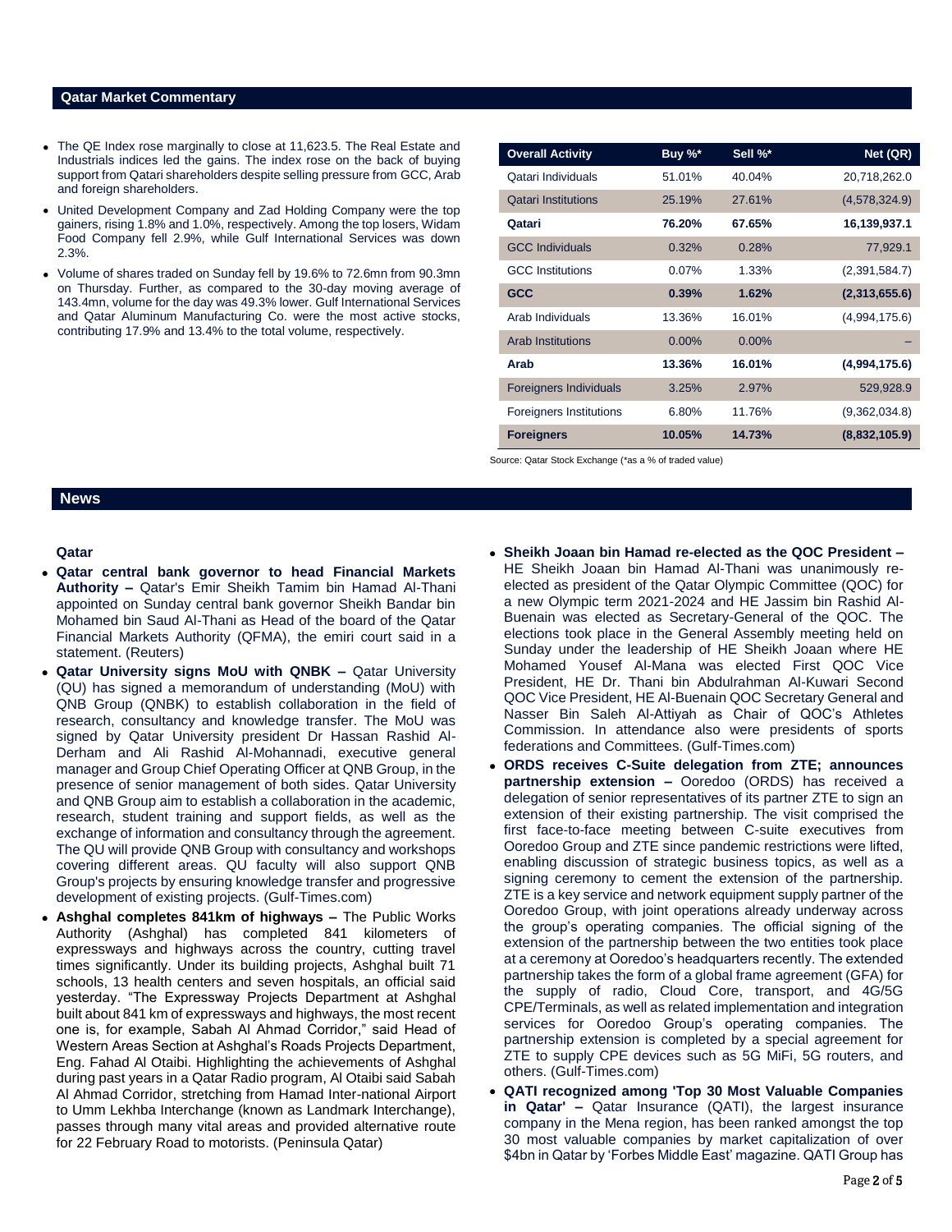## Qatar Market Commentary

- The QE Index rose marginally to close at 11,623.5. The Real Estate and Industrials indices led the gains. The index rose on the back of buying support from Qatari shareholders despite selling pressure from GCC, Arab and foreign shareholders.
- United Development Company and Zad Holding Company were the top gainers, rising 1.8% and 1.0%, respectively. Among the top losers, Widam Food Company fell 2.9%, while Gulf International Services was down 2.3%.
- Volume of shares traded on Sunday fell by 19.6% to 72.6mn from 90.3mn on Thursday. Further, as compared to the 30-day moving average of 143.4mn, volume for the day was 49.3% lower. Gulf International Services and Qatar Aluminum Manufacturing Co. were the most active stocks, contributing 17.9% and 13.4% to the total volume, respectively.

| Overall Activity | Buy %* | Sell %* | Net (QR) |
|---|---|---|---|
| Qatari Individuals | 51.01% | 40.04% | 20,718,262.0 |
| Qatari Institutions | 25.19% | 27.61% | (4,578,324.9) |
| **Qatari** | **76.20%** | **67.65%** | **16,139,937.1** |
| GCC Individuals | 0.32% | 0.28% | 77,929.1 |
| GCC Institutions | 0.07% | 1.33% | (2,391,584.7) |
| **GCC** | **0.39%** | **1.62%** | **(2,313,655.6)** |
| Arab Individuals | 13.36% | 16.01% | (4,994,175.6) |
| Arab Institutions | 0.00% | 0.00% | – |
| **Arab** | **13.36%** | **16.01%** | **(4,994,175.6)** |
| Foreigners Individuals | 3.25% | 2.97% | 529,928.9 |
| Foreigners Institutions | 6.80% | 11.76% | (9,362,034.8) |
| **Foreigners** | **10.05%** | **14.73%** | **(8,832,105.9)** |

Source: Qatar Stock Exchange (*as a % of traded value)

## News

### Qatar

- **Qatar central bank governor to head Financial Markets Authority –** Qatar's Emir Sheikh Tamim bin Hamad Al-Thani appointed on Sunday central bank governor Sheikh Bandar bin Mohamed bin Saud Al-Thani as Head of the board of the Qatar Financial Markets Authority (QFMA), the emiri court said in a statement. (Reuters)
- **Qatar University signs MoU with QNBK –** Qatar University (QU) has signed a memorandum of understanding (MoU) with QNB Group (QNBK) to establish collaboration in the field of research, consultancy and knowledge transfer. The MoU was signed by Qatar University president Dr Hassan Rashid Al-Derham and Ali Rashid Al-Mohannadi, executive general manager and Group Chief Operating Officer at QNB Group, in the presence of senior management of both sides. Qatar University and QNB Group aim to establish a collaboration in the academic, research, student training and support fields, as well as the exchange of information and consultancy through the agreement. The QU will provide QNB Group with consultancy and workshops covering different areas. QU faculty will also support QNB Group's projects by ensuring knowledge transfer and progressive development of existing projects. (Gulf-Times.com)
- **Ashghal completes 841km of highways –** The Public Works Authority (Ashghal) has completed 841 kilometers of expressways and highways across the country, cutting travel times significantly. Under its building projects, Ashghal built 71 schools, 13 health centers and seven hospitals, an official said yesterday. "The Expressway Projects Department at Ashghal built about 841 km of expressways and highways, the most recent one is, for example, Sabah Al Ahmad Corridor," said Head of Western Areas Section at Ashghal's Roads Projects Department, Eng. Fahad Al Otaibi. Highlighting the achievements of Ashghal during past years in a Qatar Radio program, Al Otaibi said Sabah Al Ahmad Corridor, stretching from Hamad Inter-national Airport to Umm Lekhba Interchange (known as Landmark Interchange), passes through many vital areas and provided alternative route for 22 February Road to motorists. (Peninsula Qatar)
- **Sheikh Joaan bin Hamad re-elected as the QOC President –** HE Sheikh Joaan bin Hamad Al-Thani was unanimously re-elected as president of the Qatar Olympic Committee (QOC) for a new Olympic term 2021-2024 and HE Jassim bin Rashid Al-Buenain was elected as Secretary-General of the QOC. The elections took place in the General Assembly meeting held on Sunday under the leadership of HE Sheikh Joaan where HE Mohamed Yousef Al-Mana was elected First QOC Vice President, HE Dr. Thani bin Abdulrahman Al-Kuwari Second QOC Vice President, HE Al-Buenain QOC Secretary General and Nasser Bin Saleh Al-Attiyah as Chair of QOC's Athletes Commission. In attendance also were presidents of sports federations and Committees. (Gulf-Times.com)
- **ORDS receives C-Suite delegation from ZTE; announces partnership extension –** Ooredoo (ORDS) has received a delegation of senior representatives of its partner ZTE to sign an extension of their existing partnership. The visit comprised the first face-to-face meeting between C-suite executives from Ooredoo Group and ZTE since pandemic restrictions were lifted, enabling discussion of strategic business topics, as well as a signing ceremony to cement the extension of the partnership. ZTE is a key service and network equipment supply partner of the Ooredoo Group, with joint operations already underway across the group's operating companies. The official signing of the extension of the partnership between the two entities took place at a ceremony at Ooredoo's headquarters recently. The extended partnership takes the form of a global frame agreement (GFA) for the supply of radio, Cloud Core, transport, and 4G/5G CPE/Terminals, as well as related implementation and integration services for Ooredoo Group's operating companies. The partnership extension is completed by a special agreement for ZTE to supply CPE devices such as 5G MiFi, 5G routers, and others. (Gulf-Times.com)
- **QATI recognized among 'Top 30 Most Valuable Companies in Qatar' –** Qatar Insurance (QATI), the largest insurance company in the Mena region, has been ranked amongst the top 30 most valuable companies by market capitalization of over $4bn in Qatar by 'Forbes Middle East' magazine. QATI Group has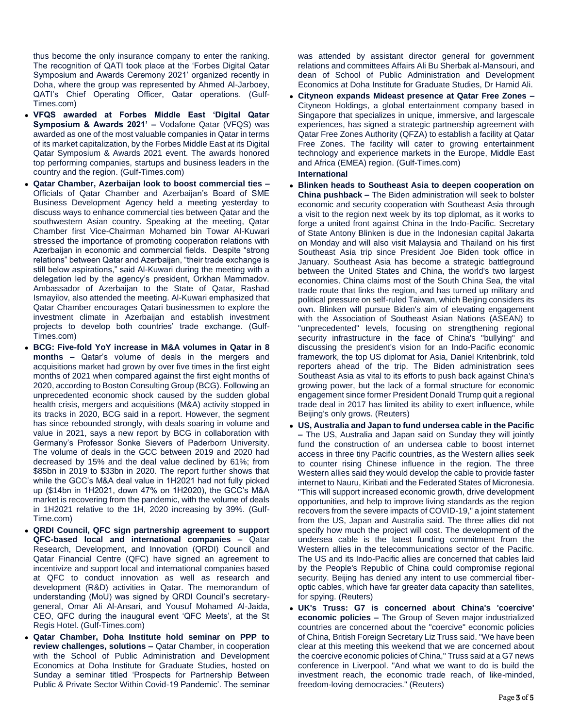thus become the only insurance company to enter the ranking. The recognition of QATI took place at the 'Forbes Digital Qatar Symposium and Awards Ceremony 2021' organized recently in Doha, where the group was represented by Ahmed Al-Jarboey, QATI's Chief Operating Officer, Qatar operations. (Gulf-Times.com)

- **VFQS awarded at Forbes Middle East 'Digital Qatar Symposium & Awards 2021' –** Vodafone Qatar (VFQS) was awarded as one of the most valuable companies in Qatar in terms of its market capitalization, by the Forbes Middle East at its Digital Qatar Symposium & Awards 2021 event. The awards honored top performing companies, startups and business leaders in the country and the region. (Gulf-Times.com)
- **Qatar Chamber, Azerbaijan look to boost commercial ties –** Officials of Qatar Chamber and Azerbaijan's Board of SME Business Development Agency held a meeting yesterday to discuss ways to enhance commercial ties between Qatar and the southwestern Asian country. Speaking at the meeting, Qatar Chamber first Vice-Chairman Mohamed bin Towar Al-Kuwari stressed the importance of promoting cooperation relations with Azerbaijan in economic and commercial fields. Despite "strong relations" between Qatar and Azerbaijan, "their trade exchange is still below aspirations," said Al-Kuwari during the meeting with a delegation led by the agency's president, Orkhan Mammadov. Ambassador of Azerbaijan to the State of Qatar, Rashad Ismayilov, also attended the meeting. Al-Kuwari emphasized that Qatar Chamber encourages Qatari businessmen to explore the investment climate in Azerbaijan and establish investment projects to develop both countries' trade exchange. (Gulf-Times.com)
- **BCG: Five-fold YoY increase in M&A volumes in Qatar in 8 months –** Qatar's volume of deals in the mergers and acquisitions market had grown by over five times in the first eight months of 2021 when compared against the first eight months of 2020, according to Boston Consulting Group (BCG). Following an unprecedented economic shock caused by the sudden global health crisis, mergers and acquisitions (M&A) activity stopped in its tracks in 2020, BCG said in a report. However, the segment has since rebounded strongly, with deals soaring in volume and value in 2021, says a new report by BCG in collaboration with Germany's Professor Sonke Sievers of Paderborn University. The volume of deals in the GCC between 2019 and 2020 had decreased by 15% and the deal value declined by 61%; from \$85bn in 2019 to \$33bn in 2020. The report further shows that while the GCC's M&A deal value in 1H2021 had not fully picked up (\$14bn in 1H2021, down 47% on 1H2020), the GCC's M&A market is recovering from the pandemic, with the volume of deals in 1H2021 relative to the 1H, 2020 increasing by 39%. (Gulf-Time.com)
- **QRDI Council, QFC sign partnership agreement to support QFC-based local and international companies –** Qatar Research, Development, and Innovation (QRDI) Council and Qatar Financial Centre (QFC) have signed an agreement to incentivize and support local and international companies based at QFC to conduct innovation as well as research and development (R&D) activities in Qatar. The memorandum of understanding (MoU) was signed by QRDI Council's secretary-general, Omar Ali Al-Ansari, and Yousuf Mohamed Al-Jaida, CEO, QFC during the inaugural event 'QFC Meets', at the St Regis Hotel. (Gulf-Times.com)
- **Qatar Chamber, Doha Institute hold seminar on PPP to review challenges, solutions –** Qatar Chamber, in cooperation with the School of Public Administration and Development Economics at Doha Institute for Graduate Studies, hosted on Sunday a seminar titled 'Prospects for Partnership Between Public & Private Sector Within Covid-19 Pandemic'. The seminar was attended by assistant director general for government relations and committees Affairs Ali Bu Sherbak al-Mansouri, and dean of School of Public Administration and Development Economics at Doha Institute for Graduate Studies, Dr Hamid Ali.
- **Cityneon expands Mideast presence at Qatar Free Zones –** Cityneon Holdings, a global entertainment company based in Singapore that specializes in unique, immersive, and largescale experiences, has signed a strategic partnership agreement with Qatar Free Zones Authority (QFZA) to establish a facility at Qatar Free Zones. The facility will cater to growing entertainment technology and experience markets in the Europe, Middle East and Africa (EMEA) region. (Gulf-Times.com)

**International**

- **Blinken heads to Southeast Asia to deepen cooperation on China pushback –** The Biden administration will seek to bolster economic and security cooperation with Southeast Asia through a visit to the region next week by its top diplomat, as it works to forge a united front against China in the Indo-Pacific. Secretary of State Antony Blinken is due in the Indonesian capital Jakarta on Monday and will also visit Malaysia and Thailand on his first Southeast Asia trip since President Joe Biden took office in January. Southeast Asia has become a strategic battleground between the United States and China, the world's two largest economies. China claims most of the South China Sea, the vital trade route that links the region, and has turned up military and political pressure on self-ruled Taiwan, which Beijing considers its own. Blinken will pursue Biden's aim of elevating engagement with the Association of Southeast Asian Nations (ASEAN) to "unprecedented" levels, focusing on strengthening regional security infrastructure in the face of China's "bullying" and discussing the president's vision for an Indo-Pacific economic framework, the top US diplomat for Asia, Daniel Kritenbrink, told reporters ahead of the trip. The Biden administration sees Southeast Asia as vital to its efforts to push back against China's growing power, but the lack of a formal structure for economic engagement since former President Donald Trump quit a regional trade deal in 2017 has limited its ability to exert influence, while Beijing's only grows. (Reuters)
- **US, Australia and Japan to fund undersea cable in the Pacific –** The US, Australia and Japan said on Sunday they will jointly fund the construction of an undersea cable to boost internet access in three tiny Pacific countries, as the Western allies seek to counter rising Chinese influence in the region. The three Western allies said they would develop the cable to provide faster internet to Nauru, Kiribati and the Federated States of Micronesia. "This will support increased economic growth, drive development opportunities, and help to improve living standards as the region recovers from the severe impacts of COVID-19," a joint statement from the US, Japan and Australia said. The three allies did not specify how much the project will cost. The development of the undersea cable is the latest funding commitment from the Western allies in the telecommunications sector of the Pacific. The US and its Indo-Pacific allies are concerned that cables laid by the People's Republic of China could compromise regional security. Beijing has denied any intent to use commercial fiber-optic cables, which have far greater data capacity than satellites, for spying. (Reuters)
- **UK's Truss: G7 is concerned about China's 'coercive' economic policies –** The Group of Seven major industrialized countries are concerned about the "coercive" economic policies of China, British Foreign Secretary Liz Truss said. "We have been clear at this meeting this weekend that we are concerned about the coercive economic policies of China," Truss said at a G7 news conference in Liverpool. "And what we want to do is build the investment reach, the economic trade reach, of like-minded, freedom-loving democracies." (Reuters)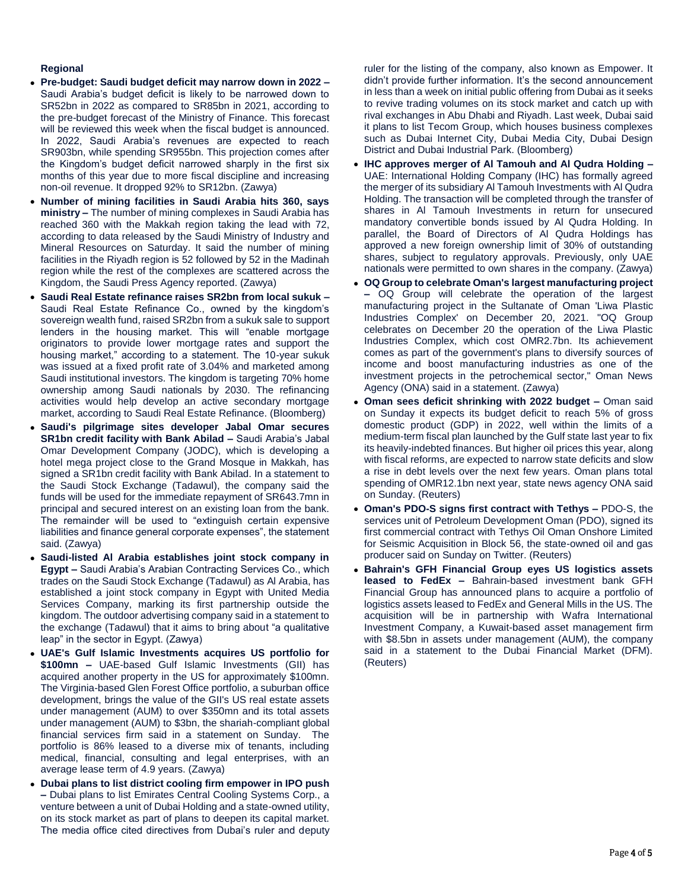**Regional**

- **Pre-budget: Saudi budget deficit may narrow down in 2022 –** Saudi Arabia's budget deficit is likely to be narrowed down to SR52bn in 2022 as compared to SR85bn in 2021, according to the pre-budget forecast of the Ministry of Finance. This forecast will be reviewed this week when the fiscal budget is announced. In 2022, Saudi Arabia's revenues are expected to reach SR903bn, while spending SR955bn. This projection comes after the Kingdom's budget deficit narrowed sharply in the first six months of this year due to more fiscal discipline and increasing non-oil revenue. It dropped 92% to SR12bn. (Zawya)
- **Number of mining facilities in Saudi Arabia hits 360, says ministry –** The number of mining complexes in Saudi Arabia has reached 360 with the Makkah region taking the lead with 72, according to data released by the Saudi Ministry of Industry and Mineral Resources on Saturday. It said the number of mining facilities in the Riyadh region is 52 followed by 52 in the Madinah region while the rest of the complexes are scattered across the Kingdom, the Saudi Press Agency reported. (Zawya)
- **Saudi Real Estate refinance raises SR2bn from local sukuk –** Saudi Real Estate Refinance Co., owned by the kingdom's sovereign wealth fund, raised SR2bn from a sukuk sale to support lenders in the housing market. This will "enable mortgage originators to provide lower mortgage rates and support the housing market," according to a statement. The 10-year sukuk was issued at a fixed profit rate of 3.04% and marketed among Saudi institutional investors. The kingdom is targeting 70% home ownership among Saudi nationals by 2030. The refinancing activities would help develop an active secondary mortgage market, according to Saudi Real Estate Refinance. (Bloomberg)
- **Saudi's pilgrimage sites developer Jabal Omar secures SR1bn credit facility with Bank Abilad –** Saudi Arabia's Jabal Omar Development Company (JODC), which is developing a hotel mega project close to the Grand Mosque in Makkah, has signed a SR1bn credit facility with Bank Abilad. In a statement to the Saudi Stock Exchange (Tadawul), the company said the funds will be used for the immediate repayment of SR643.7mn in principal and secured interest on an existing loan from the bank. The remainder will be used to "extinguish certain expensive liabilities and finance general corporate expenses", the statement said. (Zawya)
- **Saudi-listed Al Arabia establishes joint stock company in Egypt –** Saudi Arabia's Arabian Contracting Services Co., which trades on the Saudi Stock Exchange (Tadawul) as Al Arabia, has established a joint stock company in Egypt with United Media Services Company, marking its first partnership outside the kingdom. The outdoor advertising company said in a statement to the exchange (Tadawul) that it aims to bring about "a qualitative leap" in the sector in Egypt. (Zawya)
- **UAE's Gulf Islamic Investments acquires US portfolio for $100mn –** UAE-based Gulf Islamic Investments (GII) has acquired another property in the US for approximately $100mn. The Virginia-based Glen Forest Office portfolio, a suburban office development, brings the value of the GII's US real estate assets under management (AUM) to over $350mn and its total assets under management (AUM) to $3bn, the shariah-compliant global financial services firm said in a statement on Sunday. The portfolio is 86% leased to a diverse mix of tenants, including medical, financial, consulting and legal enterprises, with an average lease term of 4.9 years. (Zawya)
- **Dubai plans to list district cooling firm empower in IPO push –** Dubai plans to list Emirates Central Cooling Systems Corp., a venture between a unit of Dubai Holding and a state-owned utility, on its stock market as part of plans to deepen its capital market. The media office cited directives from Dubai's ruler and deputy ruler for the listing of the company, also known as Empower. It didn't provide further information. It's the second announcement in less than a week on initial public offering from Dubai as it seeks to revive trading volumes on its stock market and catch up with rival exchanges in Abu Dhabi and Riyadh. Last week, Dubai said it plans to list Tecom Group, which houses business complexes such as Dubai Internet City, Dubai Media City, Dubai Design District and Dubai Industrial Park. (Bloomberg)
- **IHC approves merger of Al Tamouh and Al Qudra Holding –** UAE: International Holding Company (IHC) has formally agreed the merger of its subsidiary Al Tamouh Investments with Al Qudra Holding. The transaction will be completed through the transfer of shares in Al Tamouh Investments in return for unsecured mandatory convertible bonds issued by Al Qudra Holding. In parallel, the Board of Directors of Al Qudra Holdings has approved a new foreign ownership limit of 30% of outstanding shares, subject to regulatory approvals. Previously, only UAE nationals were permitted to own shares in the company. (Zawya)
- **OQ Group to celebrate Oman's largest manufacturing project –** OQ Group will celebrate the operation of the largest manufacturing project in the Sultanate of Oman 'Liwa Plastic Industries Complex' on December 20, 2021. "OQ Group celebrates on December 20 the operation of the Liwa Plastic Industries Complex, which cost OMR2.7bn. Its achievement comes as part of the government's plans to diversify sources of income and boost manufacturing industries as one of the investment projects in the petrochemical sector," Oman News Agency (ONA) said in a statement. (Zawya)
- **Oman sees deficit shrinking with 2022 budget –** Oman said on Sunday it expects its budget deficit to reach 5% of gross domestic product (GDP) in 2022, well within the limits of a medium-term fiscal plan launched by the Gulf state last year to fix its heavily-indebted finances. But higher oil prices this year, along with fiscal reforms, are expected to narrow state deficits and slow a rise in debt levels over the next few years. Oman plans total spending of OMR12.1bn next year, state news agency ONA said on Sunday. (Reuters)
- **Oman's PDO-S signs first contract with Tethys –** PDO-S, the services unit of Petroleum Development Oman (PDO), signed its first commercial contract with Tethys Oil Oman Onshore Limited for Seismic Acquisition in Block 56, the state-owned oil and gas producer said on Sunday on Twitter. (Reuters)
- **Bahrain's GFH Financial Group eyes US logistics assets leased to FedEx –** Bahrain-based investment bank GFH Financial Group has announced plans to acquire a portfolio of logistics assets leased to FedEx and General Mills in the US. The acquisition will be in partnership with Wafra International Investment Company, a Kuwait-based asset management firm with $8.5bn in assets under management (AUM), the company said in a statement to the Dubai Financial Market (DFM). (Reuters)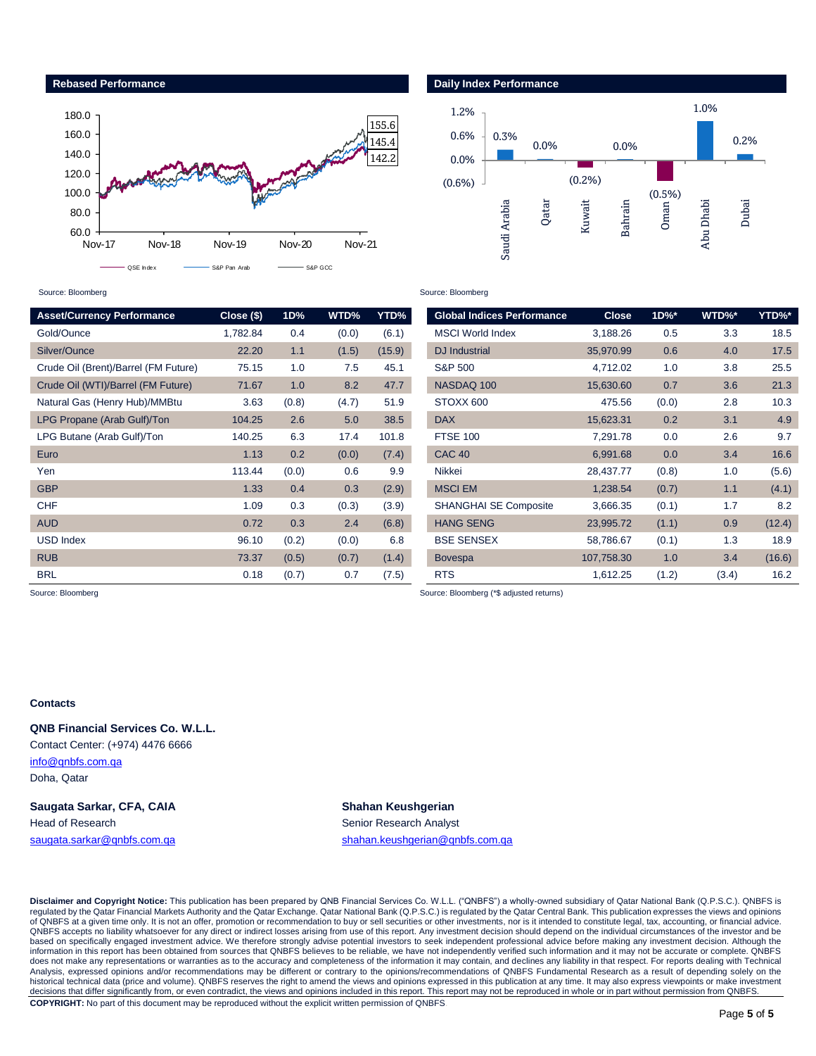### Rebased Performance

180.0
160.0
140.0
120.0
100.0
80.0
60.0

155.6
145.4
142.2

Nov-17 Nov-18 Nov-19 Nov-20 Nov-21

QSE Index — S&P Pan Arab — S&P GCC

Source: Bloomberg

### Daily Index Performance

1.2%
0.6%
0.0%
(0.6%)

0.3% Saudi Arabia
0.0% Qatar
(0.2%) Kuwait
0.0% Bahrain
(0.5%) Oman
1.0% Abu Dhabi
0.2% Dubai

Source: Bloomberg

| Asset/Currency Performance | Close ($) | 1D% | WTD% | YTD% |
|---|---|---|---|---|
| Gold/Ounce | 1,782.84 | 0.4 | (0.0) | (6.1) |
| Silver/Ounce | 22.20 | 1.1 | (1.5) | (15.9) |
| Crude Oil (Brent)/Barrel (FM Future) | 75.15 | 1.0 | 7.5 | 45.1 |
| Crude Oil (WTI)/Barrel (FM Future) | 71.67 | 1.0 | 8.2 | 47.7 |
| Natural Gas (Henry Hub)/MMBtu | 3.63 | (0.8) | (4.7) | 51.9 |
| LPG Propane (Arab Gulf)/Ton | 104.25 | 2.6 | 5.0 | 38.5 |
| LPG Butane (Arab Gulf)/Ton | 140.25 | 6.3 | 17.4 | 101.8 |
| Euro | 1.13 | 0.2 | (0.0) | (7.4) |
| Yen | 113.44 | (0.0) | 0.6 | 9.9 |
| GBP | 1.33 | 0.4 | 0.3 | (2.9) |
| CHF | 1.09 | 0.3 | (0.3) | (3.9) |
| AUD | 0.72 | 0.3 | 2.4 | (6.8) |
| USD Index | 96.10 | (0.2) | (0.0) | 6.8 |
| RUB | 73.37 | (0.5) | (0.7) | (1.4) |
| BRL | 0.18 | (0.7) | 0.7 | (7.5) |

Source: Bloomberg

| Global Indices Performance | Close | 1D%* | WTD%* | YTD%* |
|---|---|---|---|---|
| MSCI World Index | 3,188.26 | 0.5 | 3.3 | 18.5 |
| DJ Industrial | 35,970.99 | 0.6 | 4.0 | 17.5 |
| S&P 500 | 4,712.02 | 1.0 | 3.8 | 25.5 |
| NASDAQ 100 | 15,630.60 | 0.7 | 3.6 | 21.3 |
| STOXX 600 | 475.56 | (0.0) | 2.8 | 10.3 |
| DAX | 15,623.31 | 0.2 | 3.1 | 4.9 |
| FTSE 100 | 7,291.78 | 0.0 | 2.6 | 9.7 |
| CAC 40 | 6,991.68 | 0.0 | 3.4 | 16.6 |
| Nikkei | 28,437.77 | (0.8) | 1.0 | (5.6) |
| MSCI EM | 1,238.54 | (0.7) | 1.1 | (4.1) |
| SHANGHAI SE Composite | 3,666.35 | (0.1) | 1.7 | 8.2 |
| HANG SENG | 23,995.72 | (1.1) | 0.9 | (12.4) |
| BSE SENSEX | 58,786.67 | (0.1) | 1.3 | 18.9 |
| Bovespa | 107,758.30 | 1.0 | 3.4 | (16.6) |
| RTS | 1,612.25 | (1.2) | (3.4) | 16.2 |

Source: Bloomberg (*$ adjusted returns)

**Contacts**

**QNB Financial Services Co. W.L.L.**
Contact Center: (+974) 4476 6666
info@qnbfs.com.qa
Doha, Qatar

**Saugata Sarkar, CFA, CAIA**
Head of Research
saugata.sarkar@qnbfs.com.qa

**Shahan Keushgerian**
Senior Research Analyst
shahan.keushgerian@qnbfs.com.qa

**Disclaimer and Copyright Notice:** This publication has been prepared by QNB Financial Services Co. W.L.L. ("QNBFS") a wholly-owned subsidiary of Qatar National Bank (Q.P.S.C.). QNBFS is regulated by the Qatar Financial Markets Authority and the Qatar Exchange. Qatar National Bank (Q.P.S.C.) is regulated by the Qatar Central Bank. This publication expresses the views and opinions of QNBFS at a given time only. It is not an offer, promotion or recommendation to buy or sell securities or other investments, nor is it intended to constitute legal, tax, accounting, or financial advice. QNBFS accepts no liability whatsoever for any direct or indirect losses arising from use of this report. Any investment decision should depend on the individual circumstances of the investor and be based on specifically engaged investment advice. We therefore strongly advise potential investors to seek independent professional advice before making any investment decision. Although the information in this report has been obtained from sources that QNBFS believes to be reliable, we have not independently verified such information and it may not be accurate or complete. QNBFS does not make any representations or warranties as to the accuracy and completeness of the information it may contain, and declines any liability in that respect. For reports dealing with Technical Analysis, expressed opinions and/or recommendations may be different or contrary to the opinions/recommendations of QNBFS Fundamental Research as a result of depending solely on the historical technical data (price and volume). QNBFS reserves the right to amend the views and opinions expressed in this publication at any time. It may also express viewpoints or make investment decisions that differ significantly from, or even contradict, the views and opinions included in this report. This report may not be reproduced in whole or in part without permission from QNBFS.

**COPYRIGHT:** No part of this document may be reproduced without the explicit written permission of QNBFS